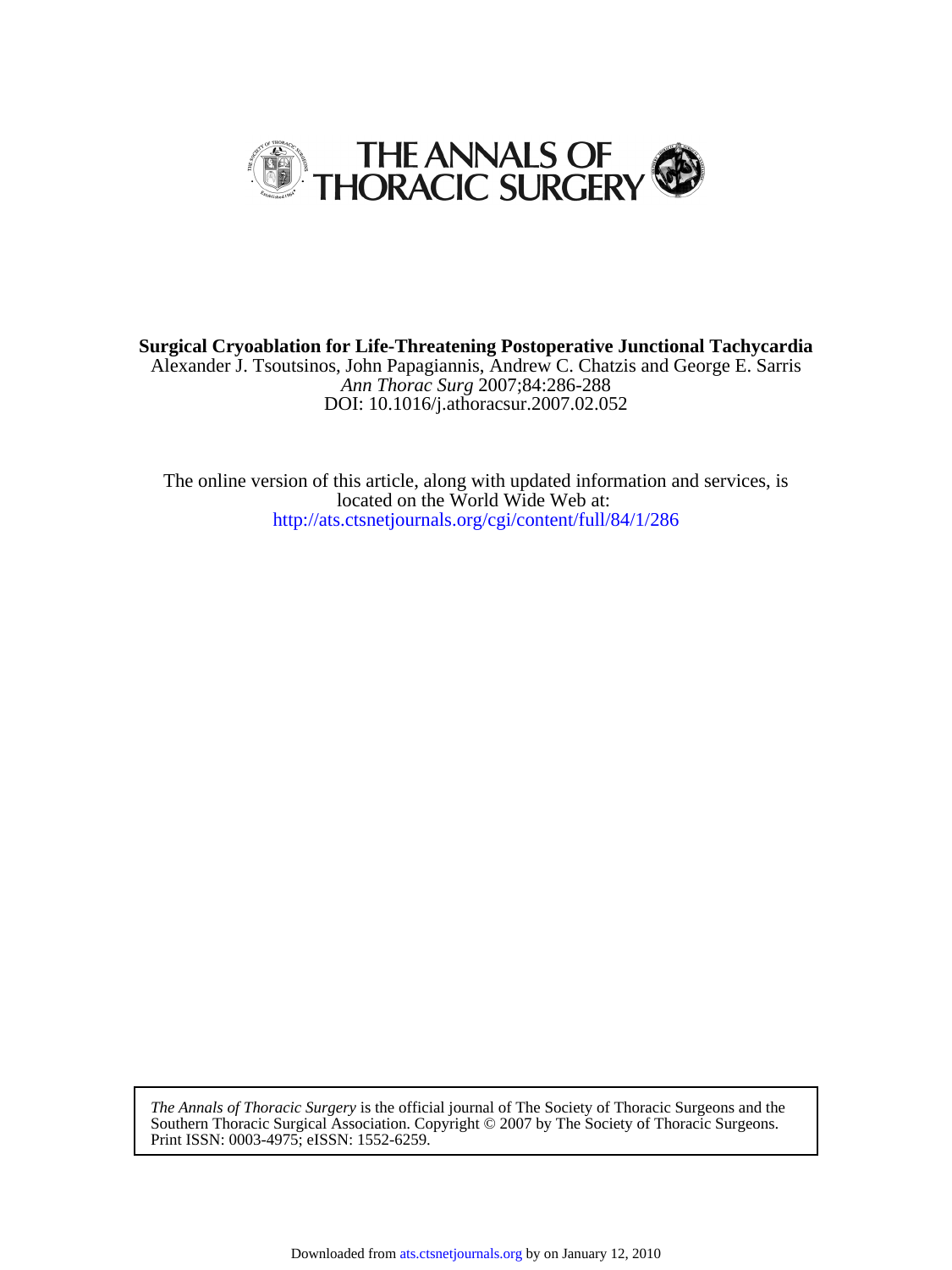# THE ANNALS OF THORACIC SURGERY

**Surgical Cryoablation for Life-Threatening Postoperative Junctional Tachycardia**

Alexander J. Tsoutsinos, John Papagiannis, Andrew C. Chatzis and George E. Sarris

*Ann Thorac Surg* 2007;84:286-288

DOI: 10.1016/j.athoracsur.2007.02.052

The online version of this article, along with updated information and services, is located on the World Wide Web at:

http://ats.ctsnetjournals.org/cgi/content/full/84/1/286

*The Annals of Thoracic Surgery* is the official journal of The Society of Thoracic Surgeons and the Southern Thoracic Surgical Association. Copyright © 2007 by The Society of Thoracic Surgeons. Print ISSN: 0003-4975; eISSN: 1552-6259.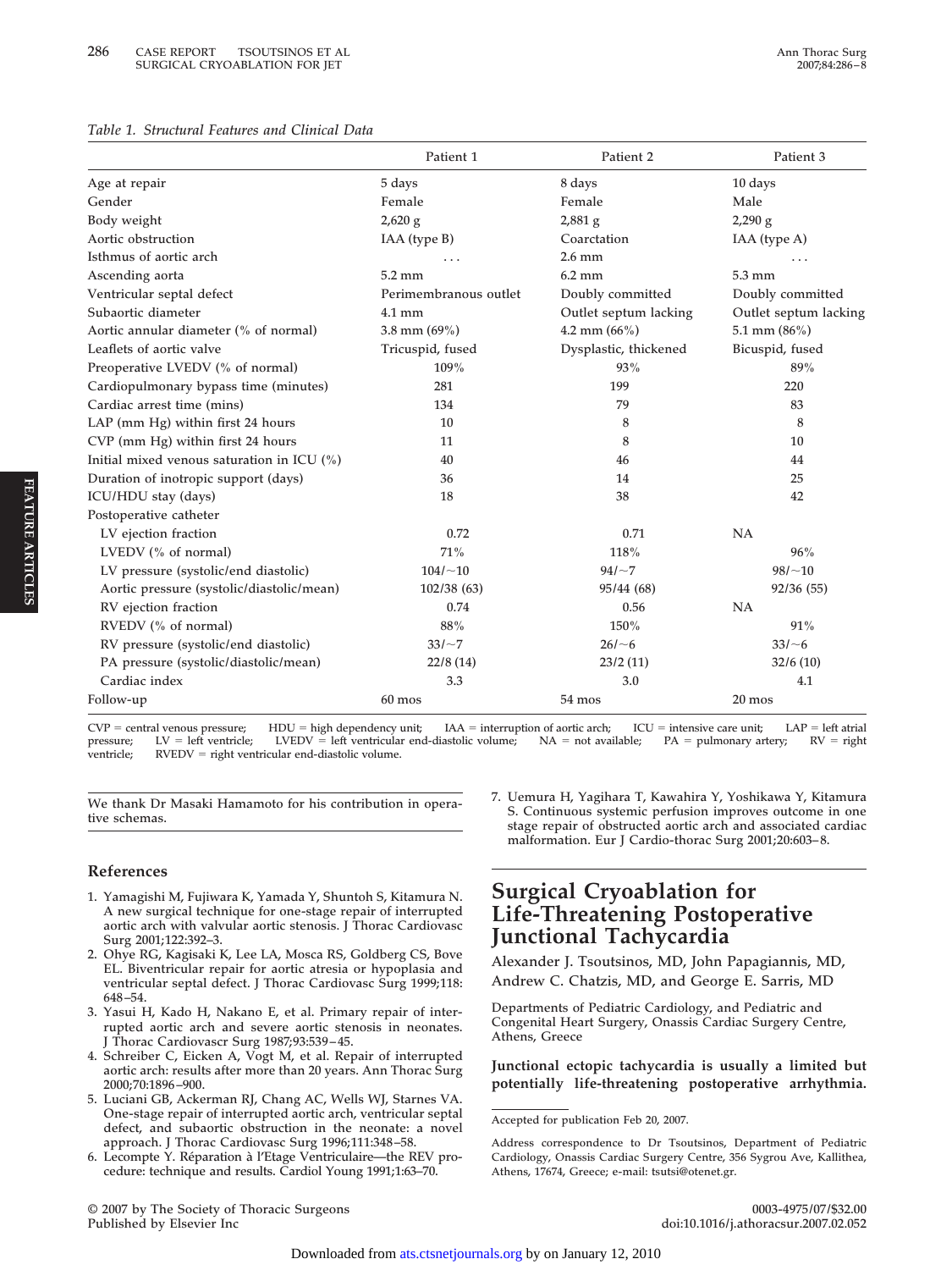*Table 1. Structural Features and Clinical Data*

| | Patient 1 | Patient 2 | Patient 3 |
|---|---|---|---|
| Age at repair | 5 days | 8 days | 10 days |
| Gender | Female | Female | Male |
| Body weight | 2,620 g | 2,881 g | 2,290 g |
| Aortic obstruction | IAA (type B) | Coarctation | IAA (type A) |
| Isthmus of aortic arch | ... | 2.6 mm | ... |
| Ascending aorta | 5.2 mm | 6.2 mm | 5.3 mm |
| Ventricular septal defect | Perimembranous outlet | Doubly committed | Doubly committed |
| Subaortic diameter | 4.1 mm | Outlet septum lacking | Outlet septum lacking |
| Aortic annular diameter (% of normal) | 3.8 mm (69%) | 4.2 mm (66%) | 5.1 mm (86%) |
| Leaflets of aortic valve | Tricuspid, fused | Dysplastic, thickened | Bicuspid, fused |
| Preoperative LVEDV (% of normal) | 109% | 93% | 89% |
| Cardiopulmonary bypass time (minutes) | 281 | 199 | 220 |
| Cardiac arrest time (mins) | 134 | 79 | 83 |
| LAP (mm Hg) within first 24 hours | 10 | 8 | 8 |
| CVP (mm Hg) within first 24 hours | 11 | 8 | 10 |
| Initial mixed venous saturation in ICU (%) | 40 | 46 | 44 |
| Duration of inotropic support (days) | 36 | 14 | 25 |
| ICU/HDU stay (days) | 18 | 38 | 42 |
| Postoperative catheter | | | |
| LV ejection fraction | 0.72 | 0.71 | NA |
| LVEDV (% of normal) | 71% | 118% | 96% |
| LV pressure (systolic/end diastolic) | 104/~10 | 94/~7 | 98/~10 |
| Aortic pressure (systolic/diastolic/mean) | 102/38 (63) | 95/44 (68) | 92/36 (55) |
| RV ejection fraction | 0.74 | 0.56 | NA |
| RVEDV (% of normal) | 88% | 150% | 91% |
| RV pressure (systolic/end diastolic) | 33/~7 | 26/~6 | 33/~6 |
| PA pressure (systolic/diastolic/mean) | 22/8 (14) | 23/2 (11) | 32/6 (10) |
| Cardiac index | 3.3 | 3.0 | 4.1 |
| Follow-up | 60 mos | 54 mos | 20 mos |

CVP = central venous pressure; HDU = high dependency unit; IAA = interruption of aortic arch; ICU = intensive care unit; LAP = left atrial pressure; LV = left ventricle; LVEDV = left ventricular end-diastolic volume; NA = not available; PA = pulmonary artery; RV = right ventricle; RVEDV = right ventricular end-diastolic volume.

We thank Dr Masaki Hamamoto for his contribution in operative schemas.

## References

1. Yamagishi M, Fujiwara K, Yamada Y, Shuntoh S, Kitamura N. A new surgical technique for one-stage repair of interrupted aortic arch with valvular aortic stenosis. J Thorac Cardiovasc Surg 2001;122:392–3.
2. Ohye RG, Kagisaki K, Lee LA, Mosca RS, Goldberg CS, Bove EL. Biventricular repair for aortic atresia or hypoplasia and ventricular septal defect. J Thorac Cardiovasc Surg 1999;118: 648–54.
3. Yasui H, Kado H, Nakano E, et al. Primary repair of interrupted aortic arch and severe aortic stenosis in neonates. J Thorac Cardiovascr Surg 1987;93:539–45.
4. Schreiber C, Eicken A, Vogt M, et al. Repair of interrupted aortic arch: results after more than 20 years. Ann Thorac Surg 2000;70:1896–900.
5. Luciani GB, Ackerman RJ, Chang AC, Wells WJ, Starnes VA. One-stage repair of interrupted aortic arch, ventricular septal defect, and subaortic obstruction in the neonate: a novel approach. J Thorac Cardiovasc Surg 1996;111:348–58.
6. Lecompte Y. Réparation à l'Etage Ventriculaire—the REV procedure: technique and results. Cardiol Young 1991;1:63–70.
7. Uemura H, Yagihara T, Kawahira Y, Yoshikawa Y, Kitamura S. Continuous systemic perfusion improves outcome in one stage repair of obstructed aortic arch and associated cardiac malformation. Eur J Cardio-thorac Surg 2001;20:603–8.

# Surgical Cryoablation for Life-Threatening Postoperative Junctional Tachycardia

Alexander J. Tsoutsinos, MD, John Papagiannis, MD, Andrew C. Chatzis, MD, and George E. Sarris, MD

Departments of Pediatric Cardiology, and Pediatric and Congenital Heart Surgery, Onassis Cardiac Surgery Centre, Athens, Greece

**Junctional ectopic tachycardia is usually a limited but potentially life-threatening postoperative arrhythmia.**

Accepted for publication Feb 20, 2007.

Address correspondence to Dr Tsoutsinos, Department of Pediatric Cardiology, Onassis Cardiac Surgery Centre, 356 Sygrou Ave, Kallithea, Athens, 17674, Greece; e-mail: tsutsi@otenet.gr.

© 2007 by The Society of Thoracic Surgeons
Published by Elsevier Inc

0003-4975/07/$32.00
doi:10.1016/j.athoracsur.2007.02.052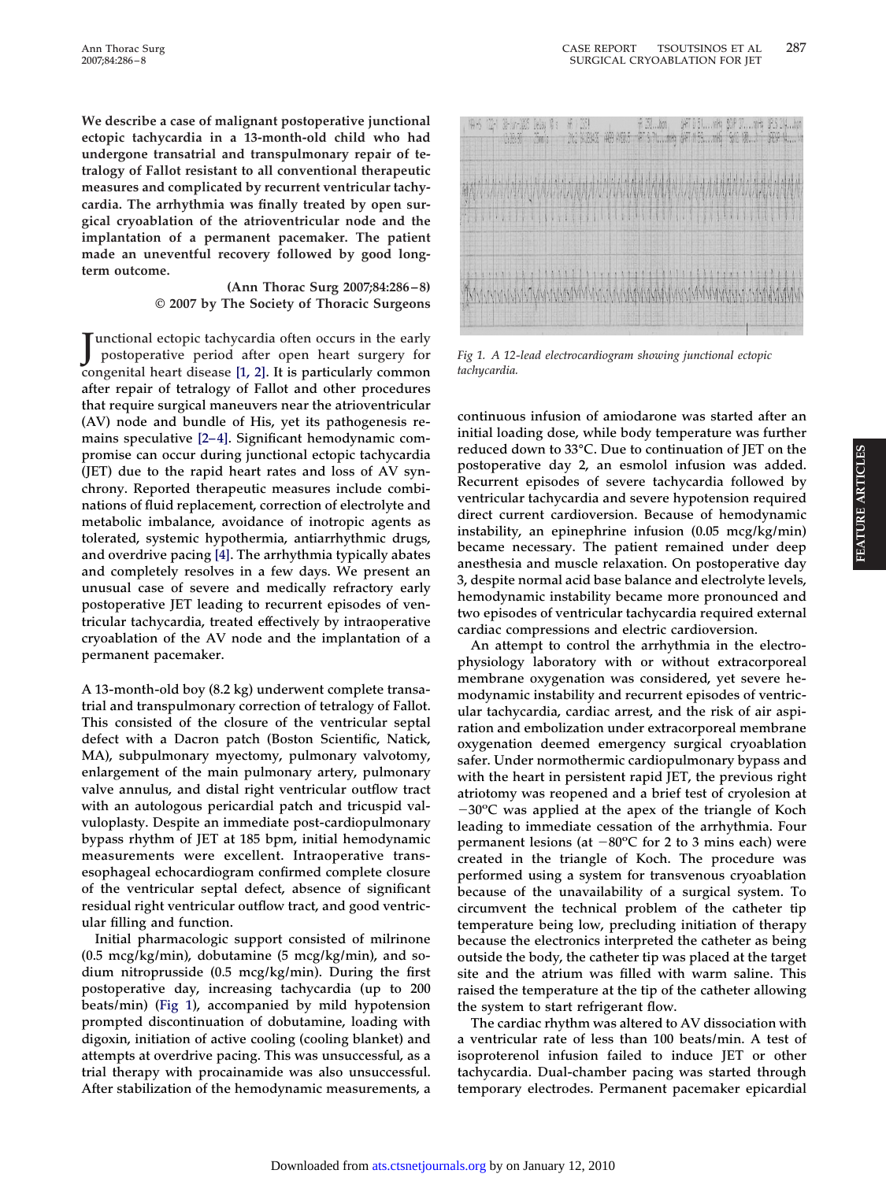**We describe a case of malignant postoperative junctional ectopic tachycardia in a 13-month-old child who had undergone transatrial and transpulmonary repair of tetralogy of Fallot resistant to all conventional therapeutic measures and complicated by recurrent ventricular tachycardia. The arrhythmia was finally treated by open surgical cryoablation of the atrioventricular node and the implantation of a permanent pacemaker. The patient made an uneventful recovery followed by good long-term outcome.**

**(Ann Thorac Surg 2007;84:286–8)**
**© 2007 by The Society of Thoracic Surgeons**

Junctional ectopic tachycardia often occurs in the early postoperative period after open heart surgery for congenital heart disease [1, 2]. It is particularly common after repair of tetralogy of Fallot and other procedures that require surgical maneuvers near the atrioventricular (AV) node and bundle of His, yet its pathogenesis remains speculative [2–4]. Significant hemodynamic compromise can occur during junctional ectopic tachycardia (JET) due to the rapid heart rates and loss of AV synchrony. Reported therapeutic measures include combinations of fluid replacement, correction of electrolyte and metabolic imbalance, avoidance of inotropic agents as tolerated, systemic hypothermia, antiarrhythmic drugs, and overdrive pacing [4]. The arrhythmia typically abates and completely resolves in a few days. We present an unusual case of severe and medically refractory early postoperative JET leading to recurrent episodes of ventricular tachycardia, treated effectively by intraoperative cryoablation of the AV node and the implantation of a permanent pacemaker.

A 13-month-old boy (8.2 kg) underwent complete transatrial and transpulmonary correction of tetralogy of Fallot. This consisted of the closure of the ventricular septal defect with a Dacron patch (Boston Scientific, Natick, MA), subpulmonary myectomy, pulmonary valvotomy, enlargement of the main pulmonary artery, pulmonary valve annulus, and distal right ventricular outflow tract with an autologous pericardial patch and tricuspid valvuloplasty. Despite an immediate post-cardiopulmonary bypass rhythm of JET at 185 bpm, initial hemodynamic measurements were excellent. Intraoperative transesophageal echocardiogram confirmed complete closure of the ventricular septal defect, absence of significant residual right ventricular outflow tract, and good ventricular filling and function.

Initial pharmacologic support consisted of milrinone (0.5 mcg/kg/min), dobutamine (5 mcg/kg/min), and sodium nitroprusside (0.5 mcg/kg/min). During the first postoperative day, increasing tachycardia (up to 200 beats/min) (Fig 1), accompanied by mild hypotension prompted discontinuation of dobutamine, loading with digoxin, initiation of active cooling (cooling blanket) and attempts at overdrive pacing. This was unsuccessful, as a trial therapy with procainamide was also unsuccessful. After stabilization of the hemodynamic measurements, a continuous infusion of amiodarone was started after an initial loading dose, while body temperature was further reduced down to 33°C. Due to continuation of JET on the postoperative day 2, an esmolol infusion was added. Recurrent episodes of severe tachycardia followed by ventricular tachycardia and severe hypotension required direct current cardioversion. Because of hemodynamic instability, an epinephrine infusion (0.05 mcg/kg/min) became necessary. The patient remained under deep anesthesia and muscle relaxation. On postoperative day 3, despite normal acid base balance and electrolyte levels, hemodynamic instability became more pronounced and two episodes of ventricular tachycardia required external cardiac compressions and electric cardioversion.

*Fig 1. A 12-lead electrocardiogram showing junctional ectopic tachycardia.*

An attempt to control the arrhythmia in the electrophysiology laboratory with or without extracorporeal membrane oxygenation was considered, yet severe hemodynamic instability and recurrent episodes of ventricular tachycardia, cardiac arrest, and the risk of air aspiration and embolization under extracorporeal membrane oxygenation deemed emergency surgical cryoablation safer. Under normothermic cardiopulmonary bypass and with the heart in persistent rapid JET, the previous right atriotomy was reopened and a brief test of cryolesion at −30°C was applied at the apex of the triangle of Koch leading to immediate cessation of the arrhythmia. Four permanent lesions (at −80°C for 2 to 3 mins each) were created in the triangle of Koch. The procedure was performed using a system for transvenous cryoablation because of the unavailability of a surgical system. To circumvent the technical problem of the catheter tip temperature being low, precluding initiation of therapy because the electronics interpreted the catheter as being outside the body, the catheter tip was placed at the target site and the atrium was filled with warm saline. This raised the temperature at the tip of the catheter allowing the system to start refrigerant flow.

The cardiac rhythm was altered to AV dissociation with a ventricular rate of less than 100 beats/min. A test of isoproterenol infusion failed to induce JET or other tachycardia. Dual-chamber pacing was started through temporary electrodes. Permanent pacemaker epicardial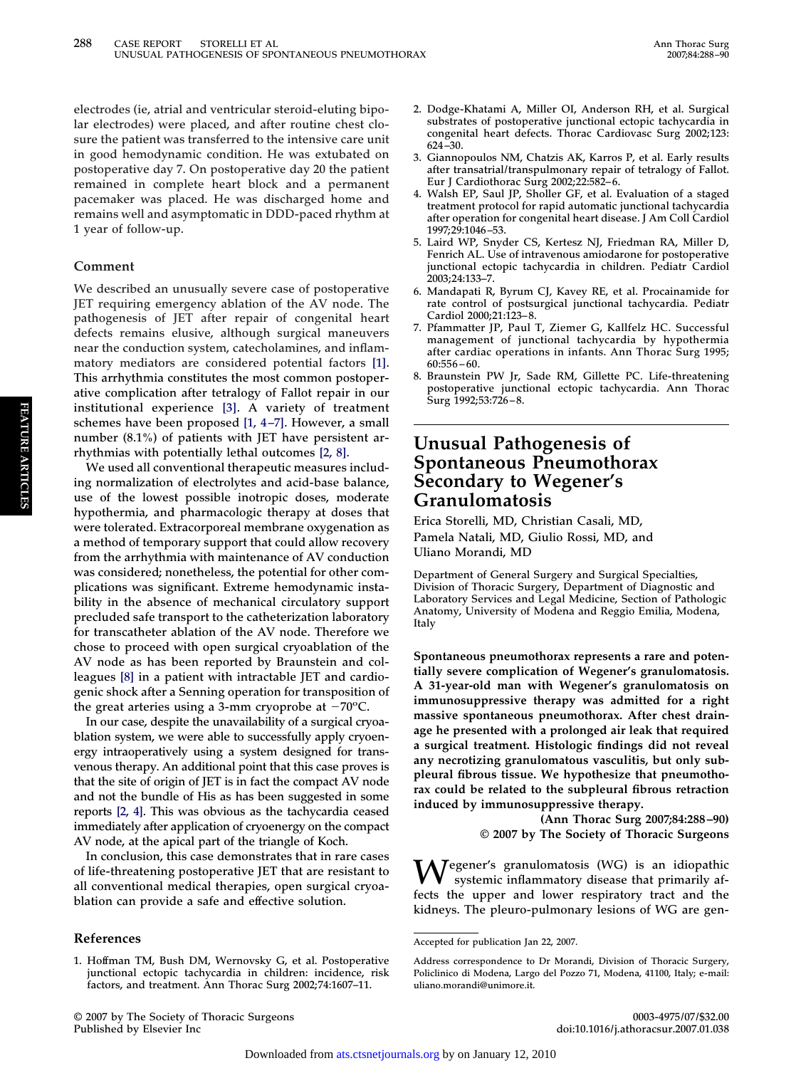electrodes (ie, atrial and ventricular steroid-eluting bipolar electrodes) were placed, and after routine chest closure the patient was transferred to the intensive care unit in good hemodynamic condition. He was extubated on postoperative day 7. On postoperative day 20 the patient remained in complete heart block and a permanent pacemaker was placed. He was discharged home and remains well and asymptomatic in DDD-paced rhythm at 1 year of follow-up.

## Comment

We described an unusually severe case of postoperative JET requiring emergency ablation of the AV node. The pathogenesis of JET after repair of congenital heart defects remains elusive, although surgical maneuvers near the conduction system, catecholamines, and inflammatory mediators are considered potential factors [1]. This arrhythmia constitutes the most common postoperative complication after tetralogy of Fallot repair in our institutional experience [3]. A variety of treatment schemes have been proposed [1, 4–7]. However, a small number (8.1%) of patients with JET have persistent arrhythmias with potentially lethal outcomes [2, 8].

We used all conventional therapeutic measures including normalization of electrolytes and acid-base balance, use of the lowest possible inotropic doses, moderate hypothermia, and pharmacologic therapy at doses that were tolerated. Extracorporeal membrane oxygenation as a method of temporary support that could allow recovery from the arrhythmia with maintenance of AV conduction was considered; nonetheless, the potential for other complications was significant. Extreme hemodynamic instability in the absence of mechanical circulatory support precluded safe transport to the catheterization laboratory for transcatheter ablation of the AV node. Therefore we chose to proceed with open surgical cryoablation of the AV node as has been reported by Braunstein and colleagues [8] in a patient with intractable JET and cardiogenic shock after a Senning operation for transposition of the great arteries using a 3-mm cryoprobe at −70°C.

In our case, despite the unavailability of a surgical cryoablation system, we were able to successfully apply cryoenergy intraoperatively using a system designed for transvenous therapy. An additional point that this case proves is that the site of origin of JET is in fact the compact AV node and not the bundle of His as has been suggested in some reports [2, 4]. This was obvious as the tachycardia ceased immediately after application of cryoenergy on the compact AV node, at the apical part of the triangle of Koch.

In conclusion, this case demonstrates that in rare cases of life-threatening postoperative JET that are resistant to all conventional medical therapies, open surgical cryoablation can provide a safe and effective solution.

## References

1. Hoffman TM, Bush DM, Wernovsky G, et al. Postoperative junctional ectopic tachycardia in children: incidence, risk factors, and treatment. Ann Thorac Surg 2002;74:1607–11.
2. Dodge-Khatami A, Miller OI, Anderson RH, et al. Surgical substrates of postoperative junctional ectopic tachycardia in congenital heart defects. Thorac Cardiovasc Surg 2002;123: 624–30.
3. Giannopoulos NM, Chatzis AK, Karros P, et al. Early results after transatrial/transpulmonary repair of tetralogy of Fallot. Eur J Cardiothorac Surg 2002;22:582–6.
4. Walsh EP, Saul JP, Sholler GF, et al. Evaluation of a staged treatment protocol for rapid automatic junctional tachycardia after operation for congenital heart disease. J Am Coll Cardiol 1997;29:1046–53.
5. Laird WP, Snyder CS, Kertesz NJ, Friedman RA, Miller D, Fenrich AL. Use of intravenous amiodarone for postoperative junctional ectopic tachycardia in children. Pediatr Cardiol 2003;24:133–7.
6. Mandapati R, Byrum CJ, Kavey RE, et al. Procainamide for rate control of postsurgical junctional tachycardia. Pediatr Cardiol 2000;21:123–8.
7. Pfammatter JP, Paul T, Ziemer G, Kallfelz HC. Successful management of junctional tachycardia by hypothermia after cardiac operations in infants. Ann Thorac Surg 1995; 60:556–60.
8. Braunstein PW Jr, Sade RM, Gillette PC. Life-threatening postoperative junctional ectopic tachycardia. Ann Thorac Surg 1992;53:726–8.

# Unusual Pathogenesis of Spontaneous Pneumothorax Secondary to Wegener's Granulomatosis

Erica Storelli, MD, Christian Casali, MD, Pamela Natali, MD, Giulio Rossi, MD, and Uliano Morandi, MD

Department of General Surgery and Surgical Specialties, Division of Thoracic Surgery, Department of Diagnostic and Laboratory Services and Legal Medicine, Section of Pathologic Anatomy, University of Modena and Reggio Emilia, Modena, Italy

**Spontaneous pneumothorax represents a rare and potentially severe complication of Wegener's granulomatosis. A 31-year-old man with Wegener's granulomatosis on immunosuppressive therapy was admitted for a right massive spontaneous pneumothorax. After chest drainage he presented with a prolonged air leak that required a surgical treatment. Histologic findings did not reveal any necrotizing granulomatous vasculitis, but only subpleural fibrous tissue. We hypothesize that pneumothorax could be related to the subpleural fibrous retraction induced by immunosuppressive therapy.**

**(Ann Thorac Surg 2007;84:288–90)**
**© 2007 by The Society of Thoracic Surgeons**

Wegener's granulomatosis (WG) is an idiopathic systemic inflammatory disease that primarily affects the upper and lower respiratory tract and the kidneys. The pleuro-pulmonary lesions of WG are gen-

Accepted for publication Jan 22, 2007.

Address correspondence to Dr Morandi, Division of Thoracic Surgery, Policlinico di Modena, Largo del Pozzo 71, Modena, 41100, Italy; e-mail: uliano.morandi@unimore.it.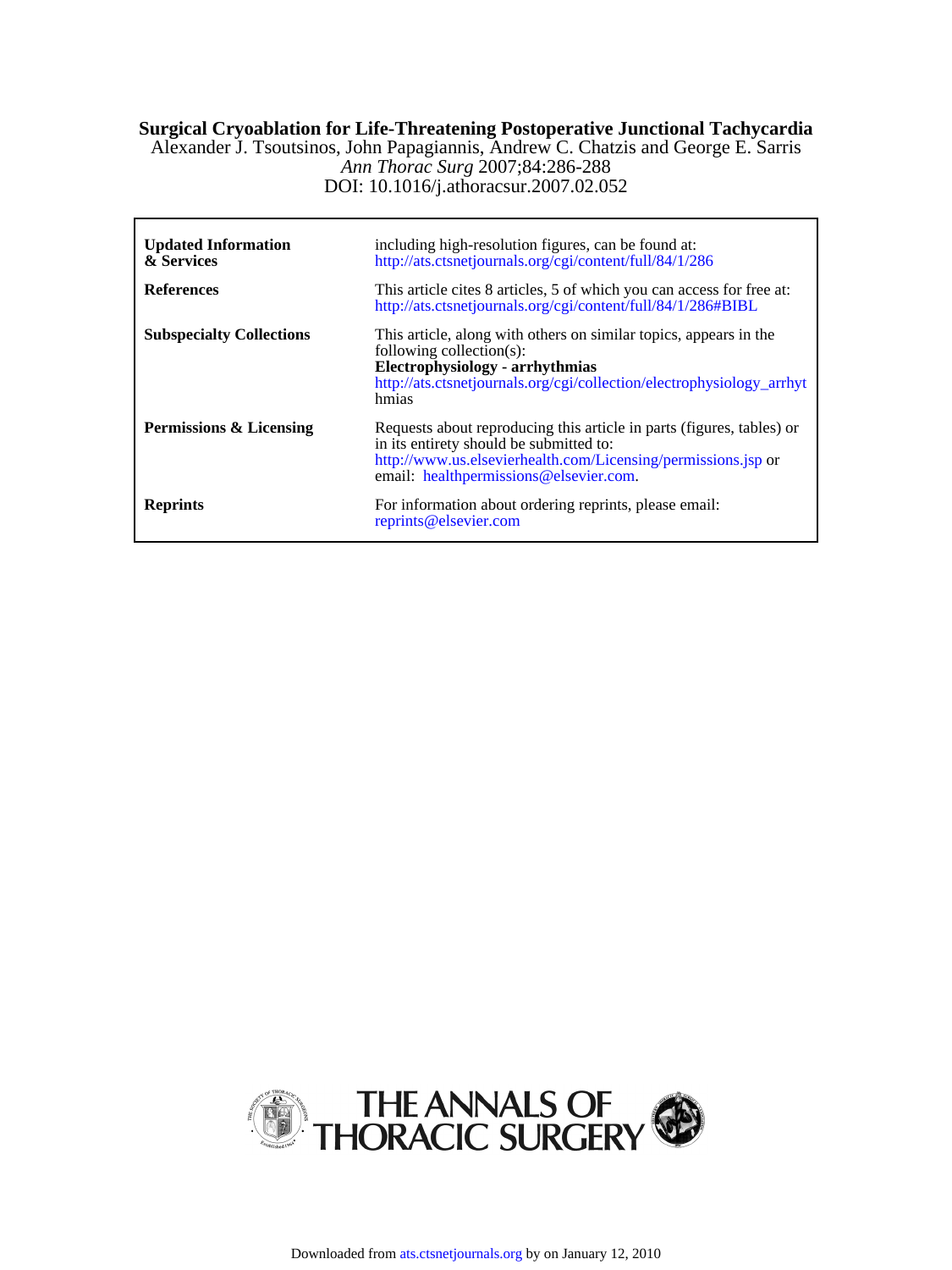**Surgical Cryoablation for Life-Threatening Postoperative Junctional Tachycardia**

Alexander J. Tsoutsinos, John Papagiannis, Andrew C. Chatzis and George E. Sarris

*Ann Thorac Surg* 2007;84:286-288

DOI: 10.1016/j.athoracsur.2007.02.052

| | |
|---|---|
| **Updated Information & Services** | including high-resolution figures, can be found at: http://ats.ctsnetjournals.org/cgi/content/full/84/1/286 |
| **References** | This article cites 8 articles, 5 of which you can access for free at: http://ats.ctsnetjournals.org/cgi/content/full/84/1/286#BIBL |
| **Subspecialty Collections** | This article, along with others on similar topics, appears in the following collection(s): **Electrophysiology - arrhythmias** http://ats.ctsnetjournals.org/cgi/collection/electrophysiology_arrhythmias |
| **Permissions & Licensing** | Requests about reproducing this article in parts (figures, tables) or in its entirety should be submitted to: http://www.us.elsevierhealth.com/Licensing/permissions.jsp or email: healthpermissions@elsevier.com. |
| **Reprints** | For information about ordering reprints, please email: reprints@elsevier.com |

THE ANNALS OF THORACIC SURGERY

Downloaded from ats.ctsnetjournals.org by on January 12, 2010